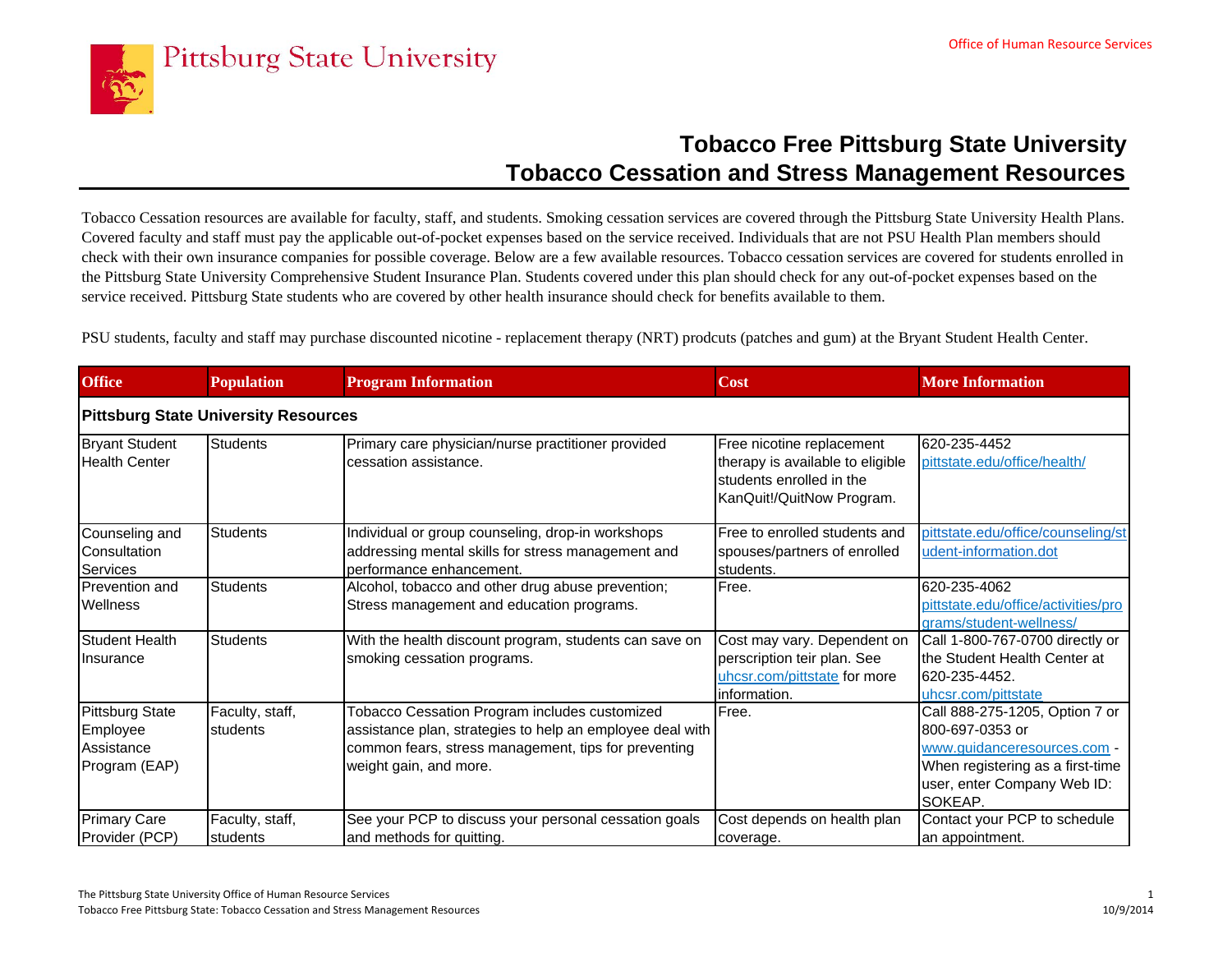Pittsburg State University

Office of Human Resource Services

# Tobacco Free Pittsburg State University
## Tobacco Cessation and Stress Management Resources

Tobacco Cessation resources are available for faculty, staff, and students. Smoking cessation services are covered through the Pittsburg State University Health Plans. Covered faculty and staff must pay the applicable out-of-pocket expenses based on the service received. Individuals that are not PSU Health Plan members should check with their own insurance companies for possible coverage. Below are a few available resources. Tobacco cessation services are covered for students enrolled in the Pittsburg State University Comprehensive Student Insurance Plan. Students covered under this plan should check for any out-of-pocket expenses based on the service received. Pittsburg State students who are covered by other health insurance should check for benefits available to them.

PSU students, faculty and staff may purchase discounted nicotine - replacement therapy (NRT) prodcuts (patches and gum) at the Bryant Student Health Center.

| Office | Population | Program Information | Cost | More Information |
|---|---|---|---|---|
| **Pittsburg State University Resources** | | | | |
| Bryant Student Health Center | Students | Primary care physician/nurse practitioner provided cessation assistance. | Free nicotine replacement therapy is available to eligible students enrolled in the KanQuit!/QuitNow Program. | 620-235-4452 pittstate.edu/office/health/ |
| Counseling and Consultation Services | Students | Individual or group counseling, drop-in workshops addressing mental skills for stress management and performance enhancement. | Free to enrolled students and spouses/partners of enrolled students. | pittstate.edu/office/counseling/student-information.dot |
| Prevention and Wellness | Students | Alcohol, tobacco and other drug abuse prevention; Stress management and education programs. | Free. | 620-235-4062 pittstate.edu/office/activities/programs/student-wellness/ |
| Student Health Insurance | Students | With the health discount program, students can save on smoking cessation programs. | Cost may vary. Dependent on perscription teir plan. See uhcsr.com/pittstate for more information. | Call 1-800-767-0700 directly or the Student Health Center at 620-235-4452. uhcsr.com/pittstate |
| Pittsburg State Employee Assistance Program (EAP) | Faculty, staff, students | Tobacco Cessation Program includes customized assistance plan, strategies to help an employee deal with common fears, stress management, tips for preventing weight gain, and more. | Free. | Call 888-275-1205, Option 7 or 800-697-0353 or www.guidanceresources.com - When registering as a first-time user, enter Company Web ID: SOKEAP. |
| Primary Care Provider (PCP) | Faculty, staff, students | See your PCP to discuss your personal cessation goals and methods for quitting. | Cost depends on health plan coverage. | Contact your PCP to schedule an appointment. |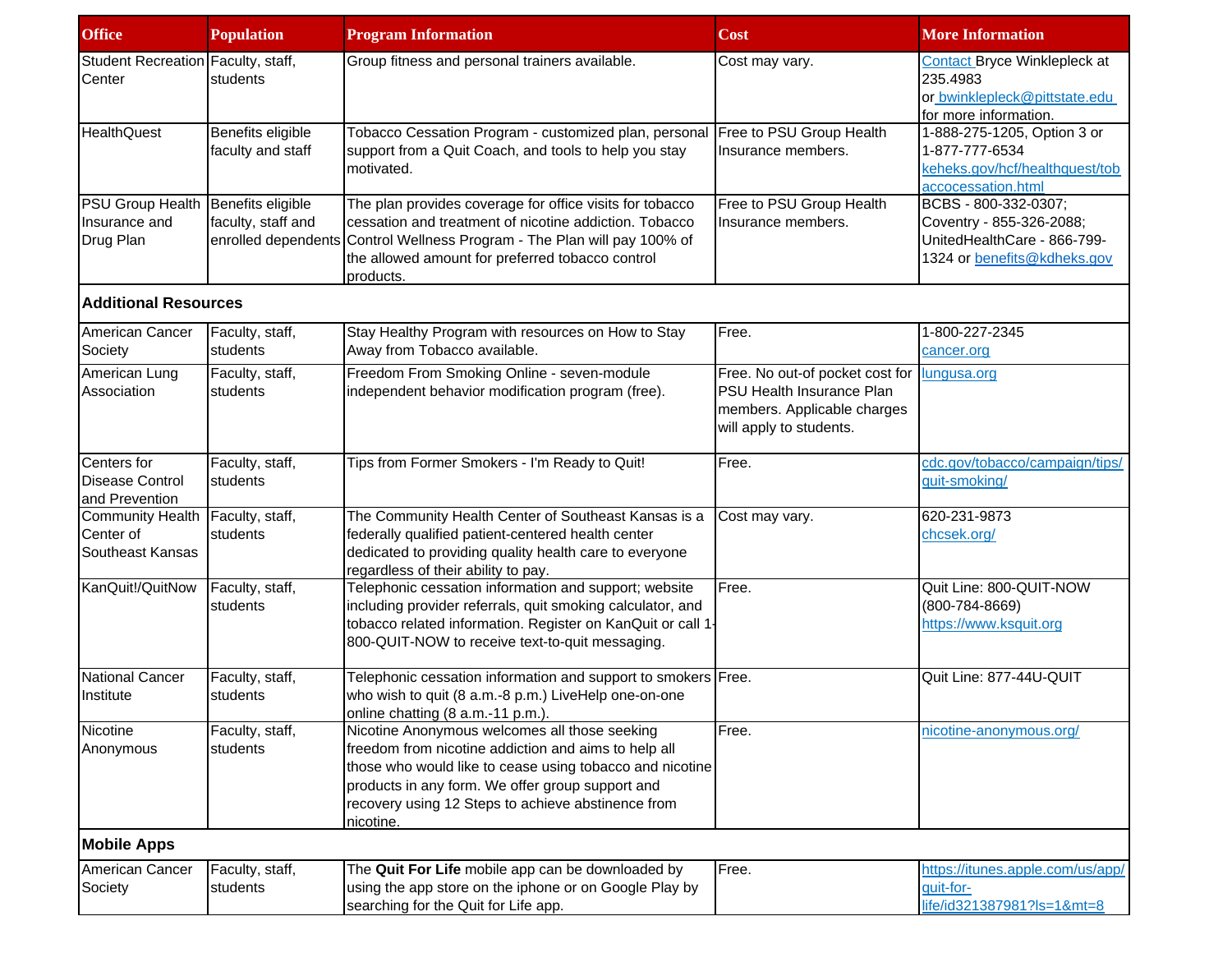| Office | Population | Program Information | Cost | More Information |
|---|---|---|---|---|
| Student Recreation Center | Faculty, staff, students | Group fitness and personal trainers available. | Cost may vary. | Contact Bryce Winklepleck at 235.4983 or bwinklepleck@pittstate.edu for more information. |
| HealthQuest | Benefits eligible faculty and staff | Tobacco Cessation Program - customized plan, personal support from a Quit Coach, and tools to help you stay motivated. | Free to PSU Group Health Insurance members. | 1-888-275-1205, Option 3 or 1-877-777-6534 keheks.gov/hcf/healthquest/tobaccocessation.html |
| PSU Group Health Insurance and Drug Plan | Benefits eligible faculty, staff and enrolled dependents | The plan provides coverage for office visits for tobacco cessation and treatment of nicotine addiction. Tobacco Control Wellness Program - The Plan will pay 100% of the allowed amount for preferred tobacco control products. | Free to PSU Group Health Insurance members. | BCBS - 800-332-0307; Coventry - 855-326-2088; UnitedHealthCare - 866-799-1324 or benefits@kdheks.gov |
| **Additional Resources** | | | | |
| American Cancer Society | Faculty, staff, students | Stay Healthy Program with resources on How to Stay Away from Tobacco available. | Free. | 1-800-227-2345 cancer.org |
| American Lung Association | Faculty, staff, students | Freedom From Smoking Online - seven-module independent behavior modification program (free). | Free. No out-of pocket cost for PSU Health Insurance Plan members. Applicable charges will apply to students. | lungusa.org |
| Centers for Disease Control and Prevention | Faculty, staff, students | Tips from Former Smokers - I'm Ready to Quit! | Free. | cdc.gov/tobacco/campaign/tips/quit-smoking/ |
| Community Health Center of Southeast Kansas | Faculty, staff, students | The Community Health Center of Southeast Kansas is a federally qualified patient-centered health center dedicated to providing quality health care to everyone regardless of their ability to pay. | Cost may vary. | 620-231-9873 chcsek.org/ |
| KanQuit!/QuitNow | Faculty, staff, students | Telephonic cessation information and support; website including provider referrals, quit smoking calculator, and tobacco related information. Register on KanQuit or call 1-800-QUIT-NOW to receive text-to-quit messaging. | Free. | Quit Line: 800-QUIT-NOW (800-784-8669) https://www.ksquit.org |
| National Cancer Institute | Faculty, staff, students | Telephonic cessation information and support to smokers who wish to quit (8 a.m.-8 p.m.) LiveHelp one-on-one online chatting (8 a.m.-11 p.m.). | Free. | Quit Line: 877-44U-QUIT |
| Nicotine Anonymous | Faculty, staff, students | Nicotine Anonymous welcomes all those seeking freedom from nicotine addiction and aims to help all those who would like to cease using tobacco and nicotine products in any form. We offer group support and recovery using 12 Steps to achieve abstinence from nicotine. | Free. | nicotine-anonymous.org/ |
| **Mobile Apps** | | | | |
| American Cancer Society | Faculty, staff, students | The **Quit For Life** mobile app can be downloaded by using the app store on the iphone or on Google Play by searching for the Quit for Life app. | Free. | https://itunes.apple.com/us/app/quit-for-life/id321387981?ls=1&mt=8 |